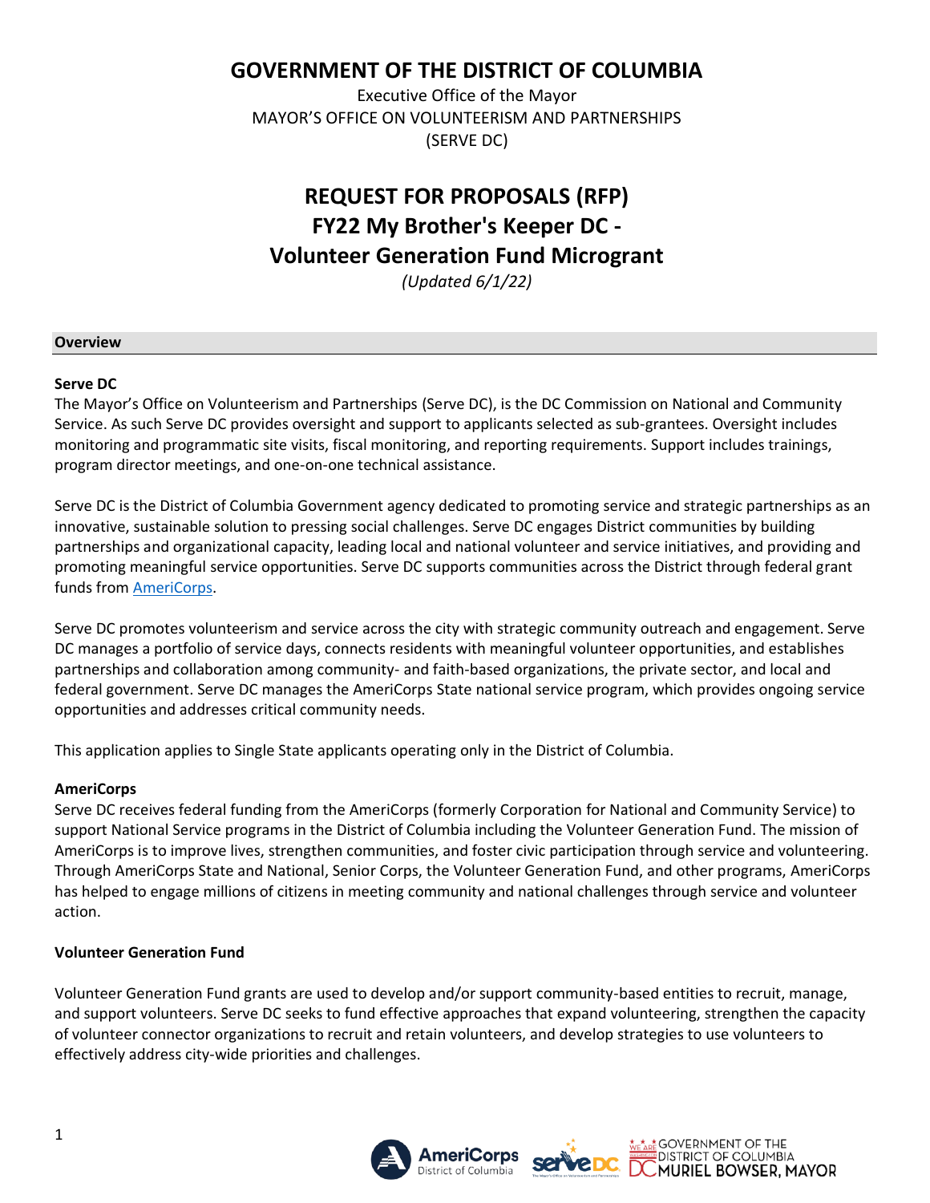# GOVERNMENT OF THE DISTRICT OF COLUMBIA

Executive Office of the Mayor
MAYOR'S OFFICE ON VOLUNTEERISM AND PARTNERSHIPS
(SERVE DC)

# REQUEST FOR PROPOSALS (RFP)
# FY22 My Brother's Keeper DC - Volunteer Generation Fund Microgrant

*(Updated 6/1/22)*

## Overview

### Serve DC

The Mayor's Office on Volunteerism and Partnerships (Serve DC), is the DC Commission on National and Community Service. As such Serve DC provides oversight and support to applicants selected as sub-grantees. Oversight includes monitoring and programmatic site visits, fiscal monitoring, and reporting requirements. Support includes trainings, program director meetings, and one-on-one technical assistance.

Serve DC is the District of Columbia Government agency dedicated to promoting service and strategic partnerships as an innovative, sustainable solution to pressing social challenges. Serve DC engages District communities by building partnerships and organizational capacity, leading local and national volunteer and service initiatives, and providing and promoting meaningful service opportunities. Serve DC supports communities across the District through federal grant funds from AmeriCorps.

Serve DC promotes volunteerism and service across the city with strategic community outreach and engagement. Serve DC manages a portfolio of service days, connects residents with meaningful volunteer opportunities, and establishes partnerships and collaboration among community- and faith-based organizations, the private sector, and local and federal government. Serve DC manages the AmeriCorps State national service program, which provides ongoing service opportunities and addresses critical community needs.

This application applies to Single State applicants operating only in the District of Columbia.

### AmeriCorps

Serve DC receives federal funding from the AmeriCorps (formerly Corporation for National and Community Service) to support National Service programs in the District of Columbia including the Volunteer Generation Fund. The mission of AmeriCorps is to improve lives, strengthen communities, and foster civic participation through service and volunteering. Through AmeriCorps State and National, Senior Corps, the Volunteer Generation Fund, and other programs, AmeriCorps has helped to engage millions of citizens in meeting community and national challenges through service and volunteer action.

### Volunteer Generation Fund

Volunteer Generation Fund grants are used to develop and/or support community-based entities to recruit, manage, and support volunteers. Serve DC seeks to fund effective approaches that expand volunteering, strengthen the capacity of volunteer connector organizations to recruit and retain volunteers, and develop strategies to use volunteers to effectively address city-wide priorities and challenges.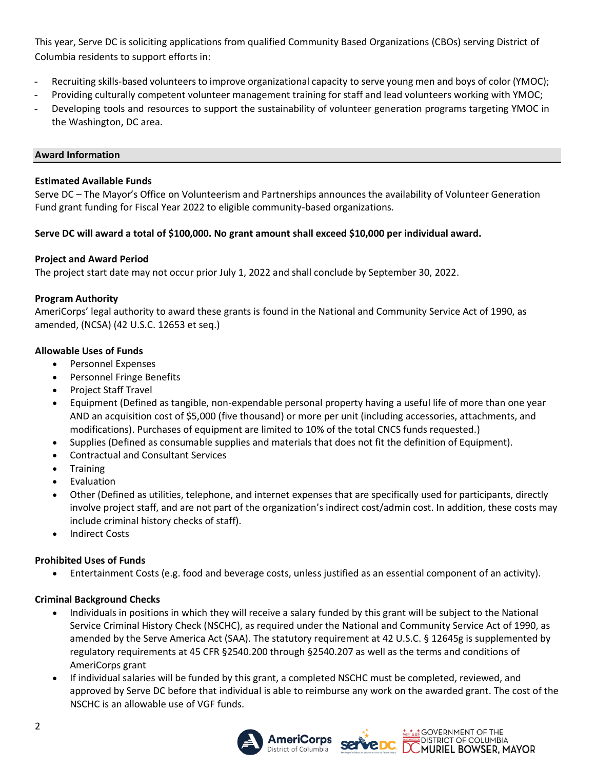This year, Serve DC is soliciting applications from qualified Community Based Organizations (CBOs) serving District of Columbia residents to support efforts in:

- Recruiting skills-based volunteers to improve organizational capacity to serve young men and boys of color (YMOC);
- Providing culturally competent volunteer management training for staff and lead volunteers working with YMOC;
- Developing tools and resources to support the sustainability of volunteer generation programs targeting YMOC in the Washington, DC area.

## Award Information

**Estimated Available Funds**

Serve DC – The Mayor's Office on Volunteerism and Partnerships announces the availability of Volunteer Generation Fund grant funding for Fiscal Year 2022 to eligible community-based organizations.

**Serve DC will award a total of $100,000. No grant amount shall exceed $10,000 per individual award.**

**Project and Award Period**

The project start date may not occur prior July 1, 2022 and shall conclude by September 30, 2022.

**Program Authority**

AmeriCorps' legal authority to award these grants is found in the National and Community Service Act of 1990, as amended, (NCSA) (42 U.S.C. 12653 et seq.)

**Allowable Uses of Funds**

- Personnel Expenses
- Personnel Fringe Benefits
- Project Staff Travel
- Equipment (Defined as tangible, non-expendable personal property having a useful life of more than one year AND an acquisition cost of $5,000 (five thousand) or more per unit (including accessories, attachments, and modifications). Purchases of equipment are limited to 10% of the total CNCS funds requested.)
- Supplies (Defined as consumable supplies and materials that does not fit the definition of Equipment).
- Contractual and Consultant Services
- Training
- Evaluation
- Other (Defined as utilities, telephone, and internet expenses that are specifically used for participants, directly involve project staff, and are not part of the organization's indirect cost/admin cost. In addition, these costs may include criminal history checks of staff).
- Indirect Costs

**Prohibited Uses of Funds**

- Entertainment Costs (e.g. food and beverage costs, unless justified as an essential component of an activity).

**Criminal Background Checks**

- Individuals in positions in which they will receive a salary funded by this grant will be subject to the National Service Criminal History Check (NSCHC), as required under the National and Community Service Act of 1990, as amended by the Serve America Act (SAA). The statutory requirement at 42 U.S.C. § 12645g is supplemented by regulatory requirements at 45 CFR §2540.200 through §2540.207 as well as the terms and conditions of AmeriCorps grant
- If individual salaries will be funded by this grant, a completed NSCHC must be completed, reviewed, and approved by Serve DC before that individual is able to reimburse any work on the awarded grant. The cost of the NSCHC is an allowable use of VGF funds.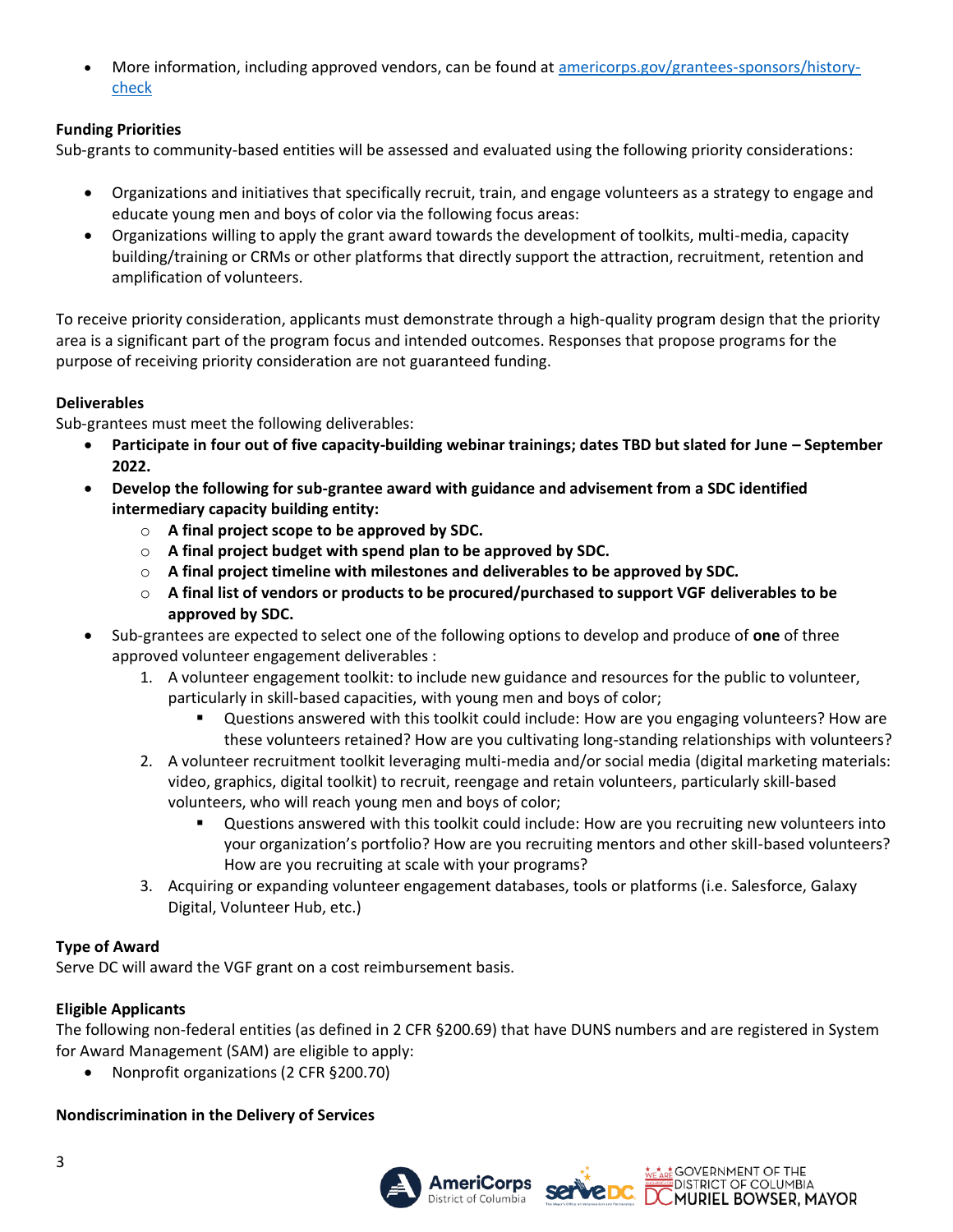- More information, including approved vendors, can be found at [americorps.gov/grantees-sponsors/history-check](americorps.gov/grantees-sponsors/history-check)

**Funding Priorities**
Sub-grants to community-based entities will be assessed and evaluated using the following priority considerations:

- Organizations and initiatives that specifically recruit, train, and engage volunteers as a strategy to engage and educate young men and boys of color via the following focus areas:
- Organizations willing to apply the grant award towards the development of toolkits, multi-media, capacity building/training or CRMs or other platforms that directly support the attraction, recruitment, retention and amplification of volunteers.

To receive priority consideration, applicants must demonstrate through a high-quality program design that the priority area is a significant part of the program focus and intended outcomes. Responses that propose programs for the purpose of receiving priority consideration are not guaranteed funding.

**Deliverables**
Sub-grantees must meet the following deliverables:

- **Participate in four out of five capacity-building webinar trainings; dates TBD but slated for June – September 2022.**
- **Develop the following for sub-grantee award with guidance and advisement from a SDC identified intermediary capacity building entity:**
  - **A final project scope to be approved by SDC.**
  - **A final project budget with spend plan to be approved by SDC.**
  - **A final project timeline with milestones and deliverables to be approved by SDC.**
  - **A final list of vendors or products to be procured/purchased to support VGF deliverables to be approved by SDC.**
- Sub-grantees are expected to select one of the following options to develop and produce of **one** of three approved volunteer engagement deliverables :
  1. A volunteer engagement toolkit: to include new guidance and resources for the public to volunteer, particularly in skill-based capacities, with young men and boys of color;
     - Questions answered with this toolkit could include: How are you engaging volunteers? How are these volunteers retained? How are you cultivating long-standing relationships with volunteers?
  2. A volunteer recruitment toolkit leveraging multi-media and/or social media (digital marketing materials: video, graphics, digital toolkit) to recruit, reengage and retain volunteers, particularly skill-based volunteers, who will reach young men and boys of color;
     - Questions answered with this toolkit could include: How are you recruiting new volunteers into your organization's portfolio? How are you recruiting mentors and other skill-based volunteers? How are you recruiting at scale with your programs?
  3. Acquiring or expanding volunteer engagement databases, tools or platforms (i.e. Salesforce, Galaxy Digital, Volunteer Hub, etc.)

**Type of Award**
Serve DC will award the VGF grant on a cost reimbursement basis.

**Eligible Applicants**
The following non-federal entities (as defined in 2 CFR §200.69) that have DUNS numbers and are registered in System for Award Management (SAM) are eligible to apply:

- Nonprofit organizations (2 CFR §200.70)

**Nondiscrimination in the Delivery of Services**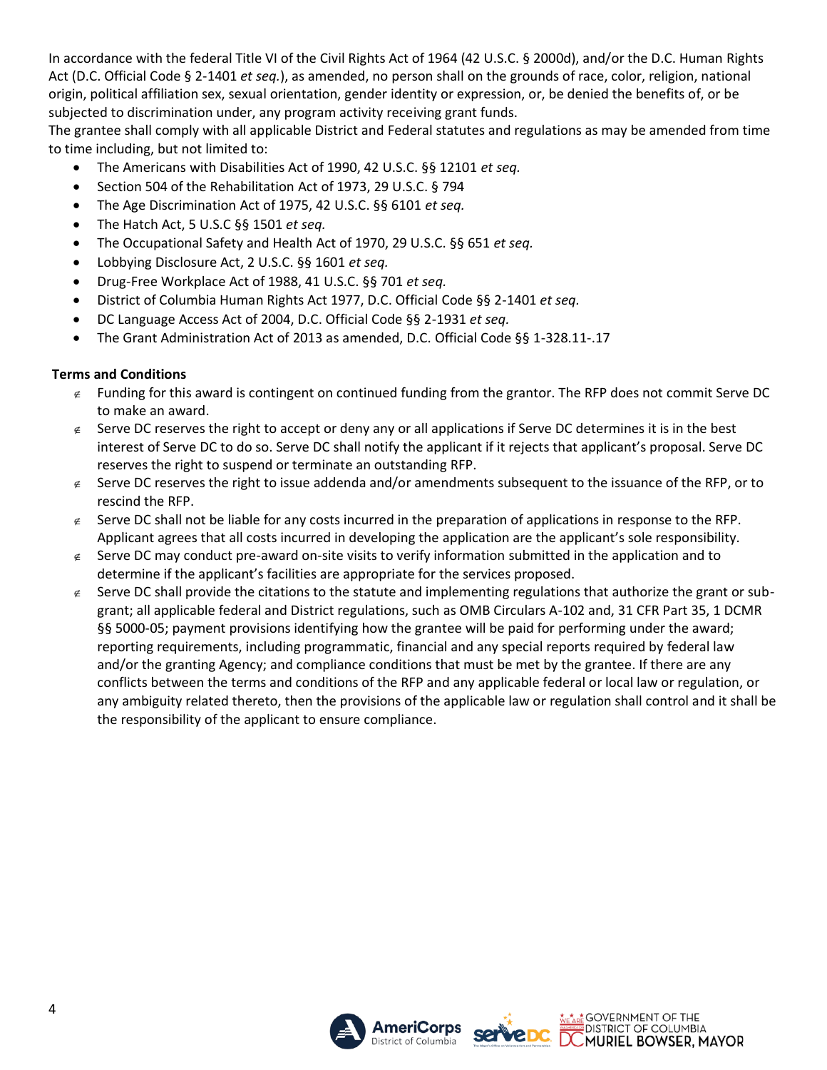In accordance with the federal Title VI of the Civil Rights Act of 1964 (42 U.S.C. § 2000d), and/or the D.C. Human Rights Act (D.C. Official Code § 2-1401 *et seq.*), as amended, no person shall on the grounds of race, color, religion, national origin, political affiliation sex, sexual orientation, gender identity or expression, or, be denied the benefits of, or be subjected to discrimination under, any program activity receiving grant funds.

The grantee shall comply with all applicable District and Federal statutes and regulations as may be amended from time to time including, but not limited to:

- The Americans with Disabilities Act of 1990, 42 U.S.C. §§ 12101 *et seq.*
- Section 504 of the Rehabilitation Act of 1973, 29 U.S.C. § 794
- The Age Discrimination Act of 1975, 42 U.S.C. §§ 6101 *et seq.*
- The Hatch Act, 5 U.S.C §§ 1501 *et seq.*
- The Occupational Safety and Health Act of 1970, 29 U.S.C. §§ 651 *et seq.*
- Lobbying Disclosure Act, 2 U.S.C. §§ 1601 *et seq.*
- Drug-Free Workplace Act of 1988, 41 U.S.C. §§ 701 *et seq.*
- District of Columbia Human Rights Act 1977, D.C. Official Code §§ 2-1401 *et seq.*
- DC Language Access Act of 2004, D.C. Official Code §§ 2-1931 *et seq.*
- The Grant Administration Act of 2013 as amended, D.C. Official Code §§ 1-328.11-.17

**Terms and Conditions**

- Funding for this award is contingent on continued funding from the grantor. The RFP does not commit Serve DC to make an award.
- Serve DC reserves the right to accept or deny any or all applications if Serve DC determines it is in the best interest of Serve DC to do so. Serve DC shall notify the applicant if it rejects that applicant's proposal. Serve DC reserves the right to suspend or terminate an outstanding RFP.
- Serve DC reserves the right to issue addenda and/or amendments subsequent to the issuance of the RFP, or to rescind the RFP.
- Serve DC shall not be liable for any costs incurred in the preparation of applications in response to the RFP. Applicant agrees that all costs incurred in developing the application are the applicant's sole responsibility.
- Serve DC may conduct pre-award on-site visits to verify information submitted in the application and to determine if the applicant's facilities are appropriate for the services proposed.
- Serve DC shall provide the citations to the statute and implementing regulations that authorize the grant or sub-grant; all applicable federal and District regulations, such as OMB Circulars A-102 and, 31 CFR Part 35, 1 DCMR §§ 5000-05; payment provisions identifying how the grantee will be paid for performing under the award; reporting requirements, including programmatic, financial and any special reports required by federal law and/or the granting Agency; and compliance conditions that must be met by the grantee. If there are any conflicts between the terms and conditions of the RFP and any applicable federal or local law or regulation, or any ambiguity related thereto, then the provisions of the applicable law or regulation shall control and it shall be the responsibility of the applicant to ensure compliance.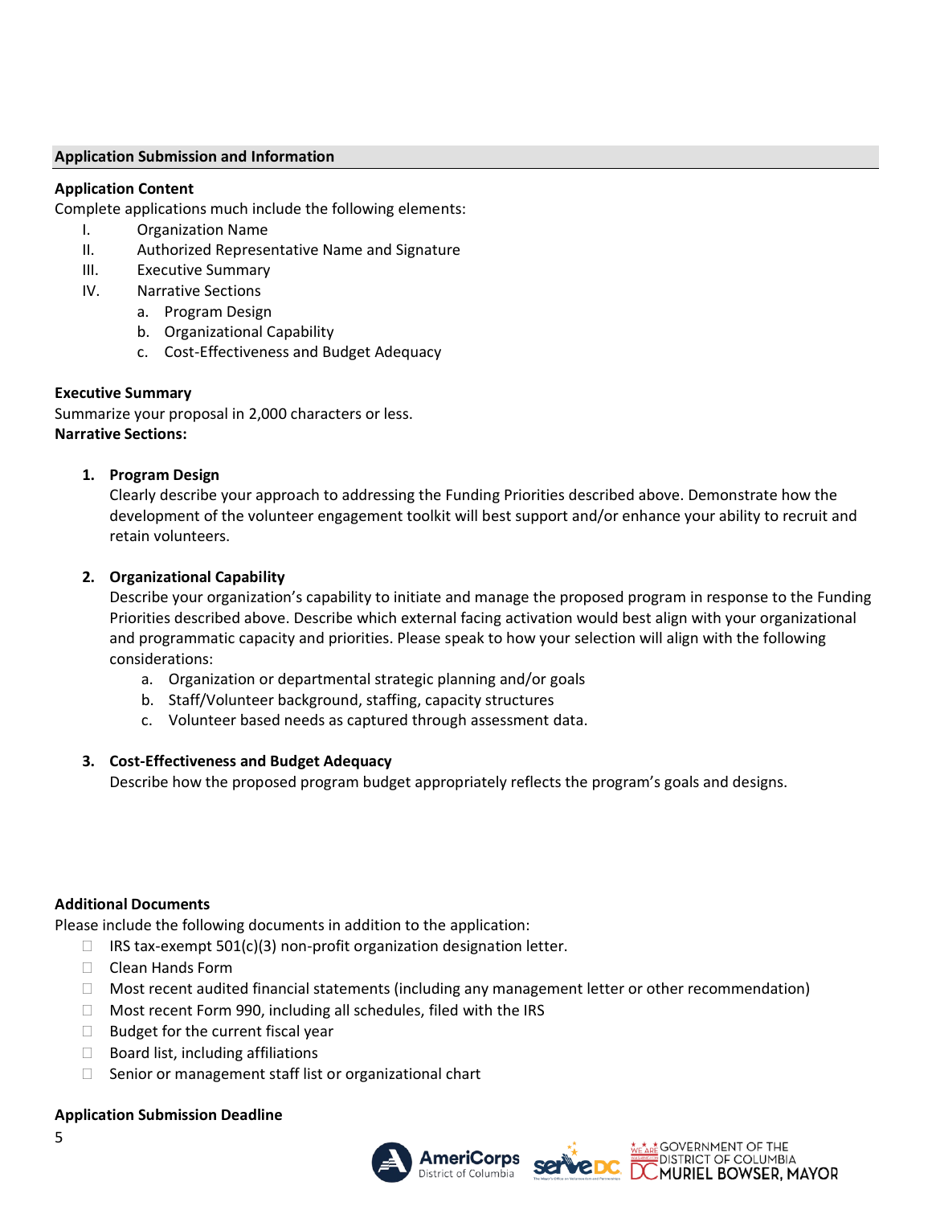## Application Submission and Information

**Application Content**

Complete applications much include the following elements:

- I. Organization Name
- II. Authorized Representative Name and Signature
- III. Executive Summary
- IV. Narrative Sections
  - a. Program Design
  - b. Organizational Capability
  - c. Cost-Effectiveness and Budget Adequacy

**Executive Summary**

Summarize your proposal in 2,000 characters or less.

**Narrative Sections:**

1. **Program Design**
   Clearly describe your approach to addressing the Funding Priorities described above. Demonstrate how the development of the volunteer engagement toolkit will best support and/or enhance your ability to recruit and retain volunteers.

2. **Organizational Capability**
   Describe your organization's capability to initiate and manage the proposed program in response to the Funding Priorities described above. Describe which external facing activation would best align with your organizational and programmatic capacity and priorities. Please speak to how your selection will align with the following considerations:
   a. Organization or departmental strategic planning and/or goals
   b. Staff/Volunteer background, staffing, capacity structures
   c. Volunteer based needs as captured through assessment data.

3. **Cost-Effectiveness and Budget Adequacy**
   Describe how the proposed program budget appropriately reflects the program's goals and designs.

**Additional Documents**

Please include the following documents in addition to the application:

- ☐ IRS tax-exempt 501(c)(3) non-profit organization designation letter.
- ☐ Clean Hands Form
- ☐ Most recent audited financial statements (including any management letter or other recommendation)
- ☐ Most recent Form 990, including all schedules, filed with the IRS
- ☐ Budget for the current fiscal year
- ☐ Board list, including affiliations
- ☐ Senior or management staff list or organizational chart

**Application Submission Deadline**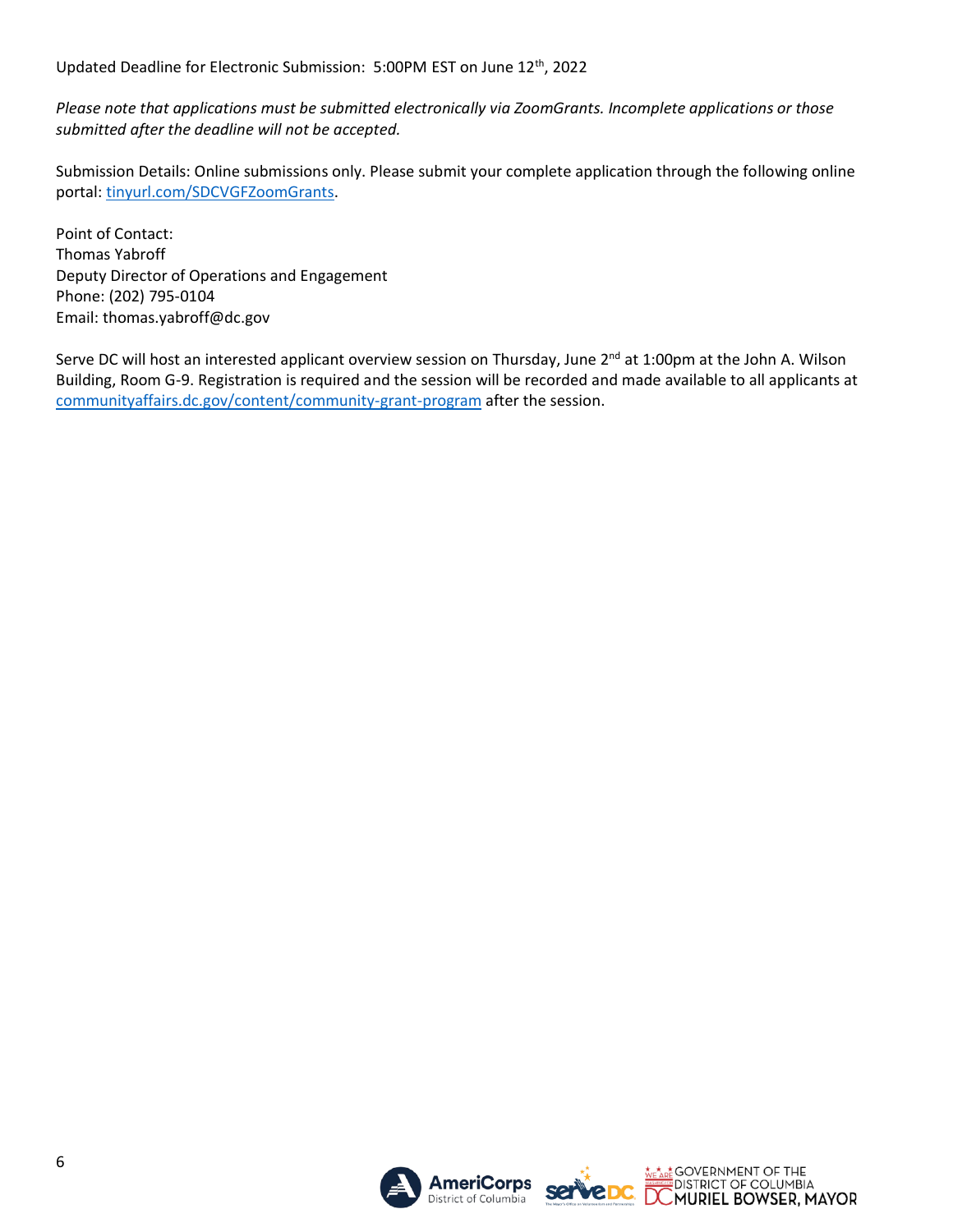Updated Deadline for Electronic Submission: 5:00PM EST on June 12th, 2022

*Please note that applications must be submitted electronically via ZoomGrants. Incomplete applications or those submitted after the deadline will not be accepted.*

Submission Details: Online submissions only. Please submit your complete application through the following online portal: tinyurl.com/SDCVGFZoomGrants.

Point of Contact:
Thomas Yabroff
Deputy Director of Operations and Engagement
Phone: (202) 795-0104
Email: thomas.yabroff@dc.gov

Serve DC will host an interested applicant overview session on Thursday, June 2nd at 1:00pm at the John A. Wilson Building, Room G-9. Registration is required and the session will be recorded and made available to all applicants at communityaffairs.dc.gov/content/community-grant-program after the session.